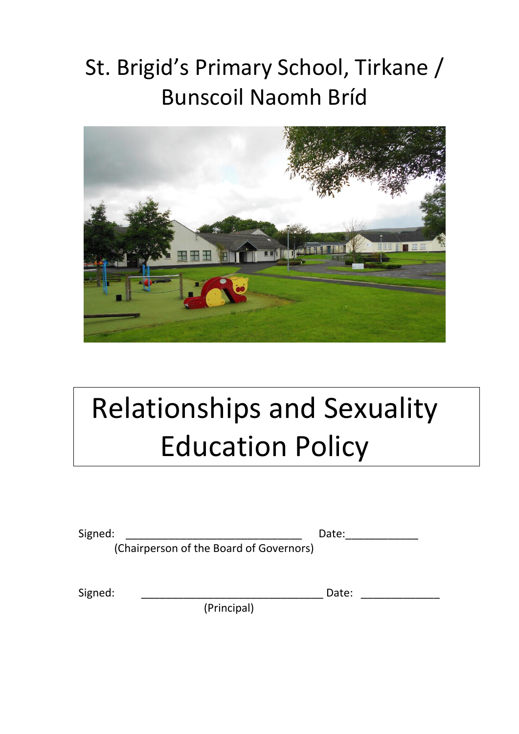# St. Brigid's Primary School, Tirkane / Bunscoil Naomh Bríd

# Relationships and Sexuality Education Policy

Signed: ______________________________ Date:____________
(Chairperson of the Board of Governors)

Signed: _______________________________ Date: _____________
(Principal)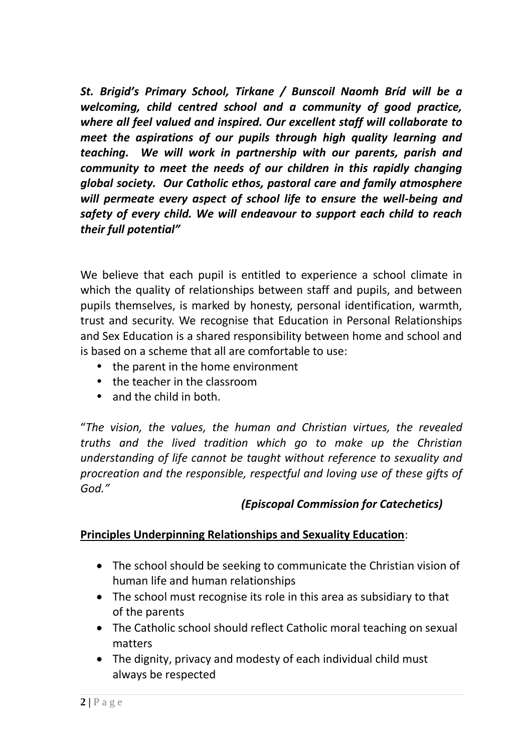***St. Brigid's Primary School, Tirkane / Bunscoil Naomh Bríd will be a welcoming, child centred school and a community of good practice, where all feel valued and inspired. Our excellent staff will collaborate to meet the aspirations of our pupils through high quality learning and teaching. We will work in partnership with our parents, parish and community to meet the needs of our children in this rapidly changing global society. Our Catholic ethos, pastoral care and family atmosphere will permeate every aspect of school life to ensure the well-being and safety of every child. We will endeavour to support each child to reach their full potential"***

We believe that each pupil is entitled to experience a school climate in which the quality of relationships between staff and pupils, and between pupils themselves, is marked by honesty, personal identification, warmth, trust and security. We recognise that Education in Personal Relationships and Sex Education is a shared responsibility between home and school and is based on a scheme that all are comfortable to use:

- the parent in the home environment
- the teacher in the classroom
- and the child in both.

"*The vision, the values, the human and Christian virtues, the revealed truths and the lived tradition which go to make up the Christian understanding of life cannot be taught without reference to sexuality and procreation and the responsible, respectful and loving use of these gifts of God."*

***(Episcopal Commission for Catechetics)***

**<u>Principles Underpinning Relationships and Sexuality Education</u>**:

- The school should be seeking to communicate the Christian vision of human life and human relationships
- The school must recognise its role in this area as subsidiary to that of the parents
- The Catholic school should reflect Catholic moral teaching on sexual matters
- The dignity, privacy and modesty of each individual child must always be respected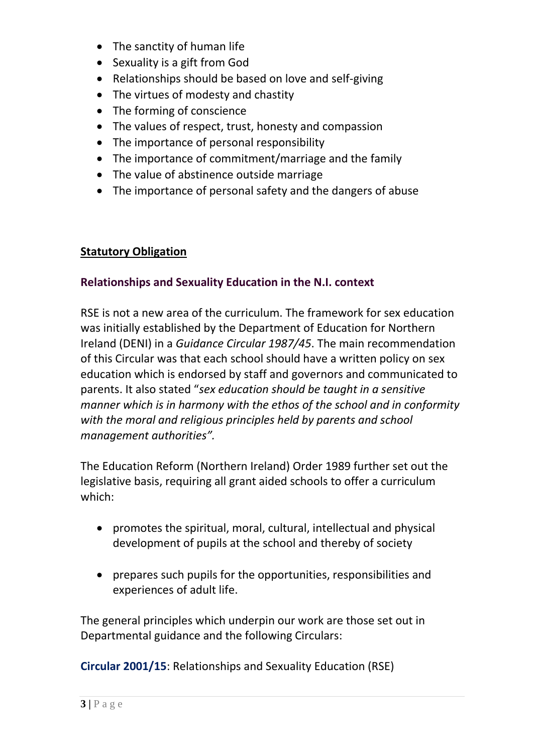- The sanctity of human life
- Sexuality is a gift from God
- Relationships should be based on love and self-giving
- The virtues of modesty and chastity
- The forming of conscience
- The values of respect, trust, honesty and compassion
- The importance of personal responsibility
- The importance of commitment/marriage and the family
- The value of abstinence outside marriage
- The importance of personal safety and the dangers of abuse

## **Statutory Obligation**

### **Relationships and Sexuality Education in the N.I. context**

RSE is not a new area of the curriculum. The framework for sex education was initially established by the Department of Education for Northern Ireland (DENI) in a *Guidance Circular 1987/45*. The main recommendation of this Circular was that each school should have a written policy on sex education which is endorsed by staff and governors and communicated to parents. It also stated "*sex education should be taught in a sensitive manner which is in harmony with the ethos of the school and in conformity with the moral and religious principles held by parents and school management authorities"*.

The Education Reform (Northern Ireland) Order 1989 further set out the legislative basis, requiring all grant aided schools to offer a curriculum which:

- promotes the spiritual, moral, cultural, intellectual and physical development of pupils at the school and thereby of society
- prepares such pupils for the opportunities, responsibilities and experiences of adult life.

The general principles which underpin our work are those set out in Departmental guidance and the following Circulars:

**Circular 2001/15**: Relationships and Sexuality Education (RSE)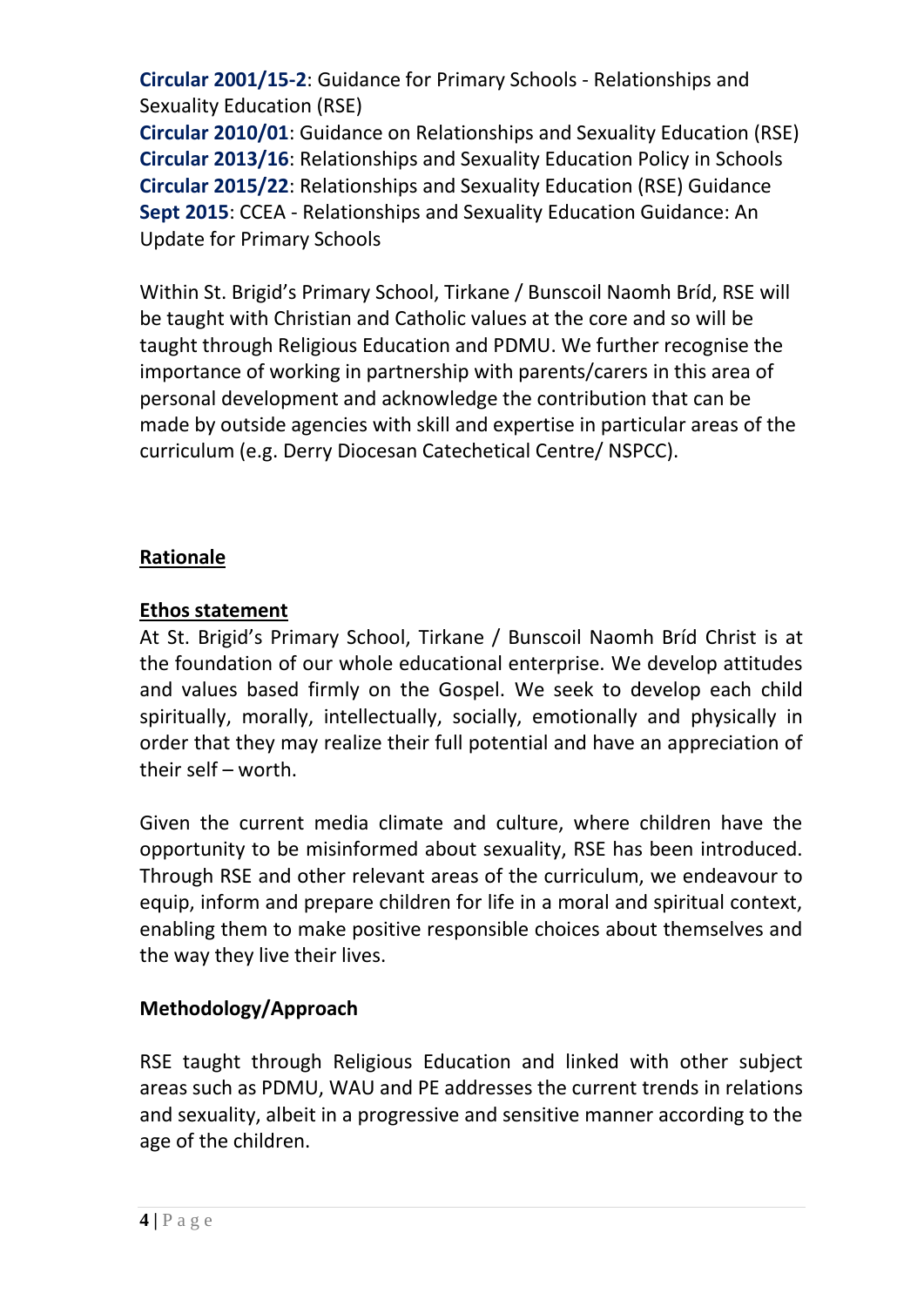**Circular 2001/15-2**: Guidance for Primary Schools - Relationships and Sexuality Education (RSE)
**Circular 2010/01**: Guidance on Relationships and Sexuality Education (RSE)
**Circular 2013/16**: Relationships and Sexuality Education Policy in Schools
**Circular 2015/22**: Relationships and Sexuality Education (RSE) Guidance
**Sept 2015**: CCEA - Relationships and Sexuality Education Guidance: An Update for Primary Schools

Within St. Brigid's Primary School, Tirkane / Bunscoil Naomh Bríd, RSE will be taught with Christian and Catholic values at the core and so will be taught through Religious Education and PDMU. We further recognise the importance of working in partnership with parents/carers in this area of personal development and acknowledge the contribution that can be made by outside agencies with skill and expertise in particular areas of the curriculum (e.g. Derry Diocesan Catechetical Centre/ NSPCC).

## Rationale

### Ethos statement

At St. Brigid's Primary School, Tirkane / Bunscoil Naomh Bríd Christ is at the foundation of our whole educational enterprise. We develop attitudes and values based firmly on the Gospel. We seek to develop each child spiritually, morally, intellectually, socially, emotionally and physically in order that they may realize their full potential and have an appreciation of their self – worth.

Given the current media climate and culture, where children have the opportunity to be misinformed about sexuality, RSE has been introduced. Through RSE and other relevant areas of the curriculum, we endeavour to equip, inform and prepare children for life in a moral and spiritual context, enabling them to make positive responsible choices about themselves and the way they live their lives.

### Methodology/Approach

RSE taught through Religious Education and linked with other subject areas such as PDMU, WAU and PE addresses the current trends in relations and sexuality, albeit in a progressive and sensitive manner according to the age of the children.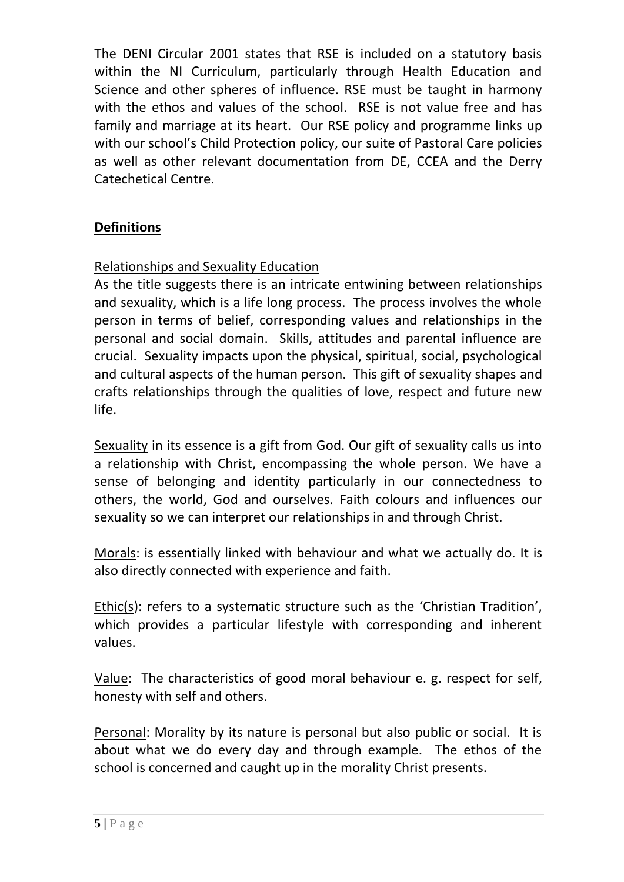The DENI Circular 2001 states that RSE is included on a statutory basis within the NI Curriculum, particularly through Health Education and Science and other spheres of influence. RSE must be taught in harmony with the ethos and values of the school. RSE is not value free and has family and marriage at its heart. Our RSE policy and programme links up with our school's Child Protection policy, our suite of Pastoral Care policies as well as other relevant documentation from DE, CCEA and the Derry Catechetical Centre.

## **Definitions**

### Relationships and Sexuality Education

As the title suggests there is an intricate entwining between relationships and sexuality, which is a life long process. The process involves the whole person in terms of belief, corresponding values and relationships in the personal and social domain. Skills, attitudes and parental influence are crucial. Sexuality impacts upon the physical, spiritual, social, psychological and cultural aspects of the human person. This gift of sexuality shapes and crafts relationships through the qualities of love, respect and future new life.

Sexuality in its essence is a gift from God. Our gift of sexuality calls us into a relationship with Christ, encompassing the whole person. We have a sense of belonging and identity particularly in our connectedness to others, the world, God and ourselves. Faith colours and influences our sexuality so we can interpret our relationships in and through Christ.

Morals: is essentially linked with behaviour and what we actually do. It is also directly connected with experience and faith.

Ethic(s): refers to a systematic structure such as the 'Christian Tradition', which provides a particular lifestyle with corresponding and inherent values.

Value: The characteristics of good moral behaviour e. g. respect for self, honesty with self and others.

Personal: Morality by its nature is personal but also public or social. It is about what we do every day and through example. The ethos of the school is concerned and caught up in the morality Christ presents.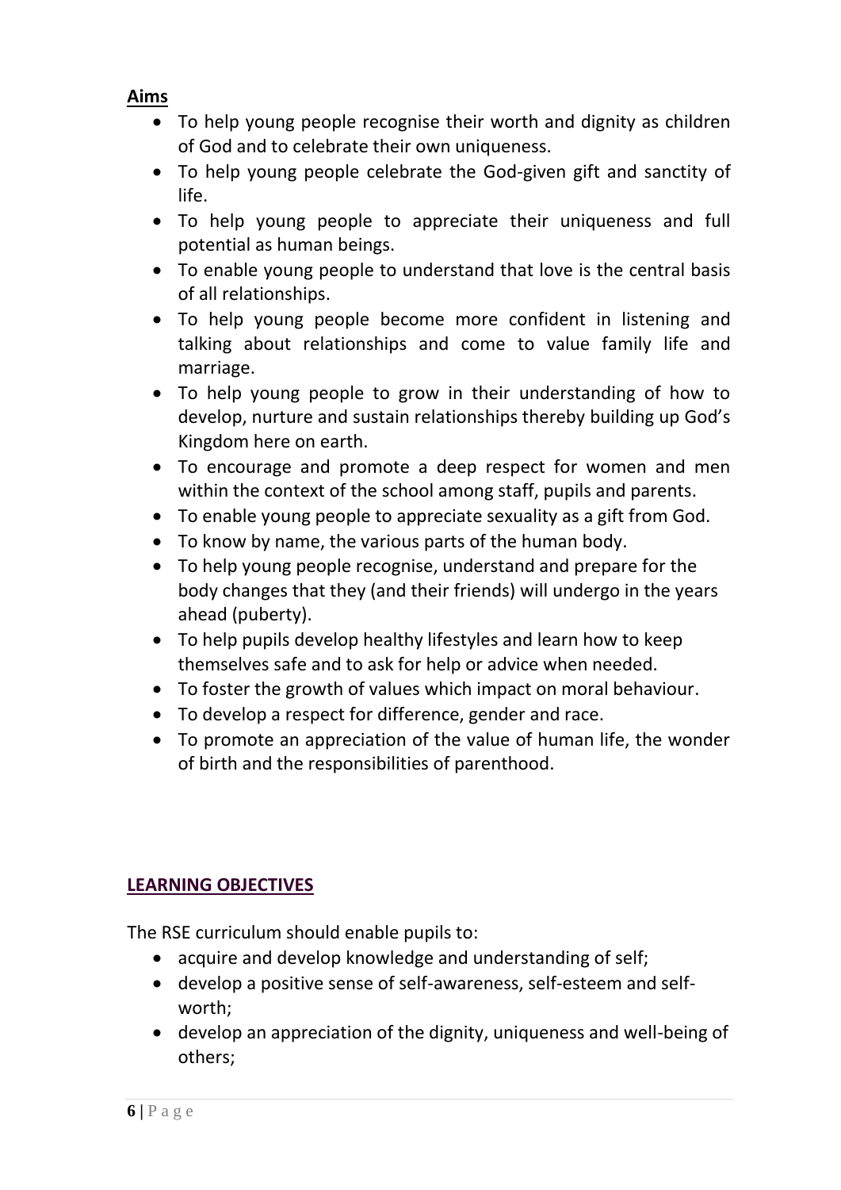## Aims

- To help young people recognise their worth and dignity as children of God and to celebrate their own uniqueness.
- To help young people celebrate the God-given gift and sanctity of life.
- To help young people to appreciate their uniqueness and full potential as human beings.
- To enable young people to understand that love is the central basis of all relationships.
- To help young people become more confident in listening and talking about relationships and come to value family life and marriage.
- To help young people to grow in their understanding of how to develop, nurture and sustain relationships thereby building up God's Kingdom here on earth.
- To encourage and promote a deep respect for women and men within the context of the school among staff, pupils and parents.
- To enable young people to appreciate sexuality as a gift from God.
- To know by name, the various parts of the human body.
- To help young people recognise, understand and prepare for the body changes that they (and their friends) will undergo in the years ahead (puberty).
- To help pupils develop healthy lifestyles and learn how to keep themselves safe and to ask for help or advice when needed.
- To foster the growth of values which impact on moral behaviour.
- To develop a respect for difference, gender and race.
- To promote an appreciation of the value of human life, the wonder of birth and the responsibilities of parenthood.

## LEARNING OBJECTIVES

The RSE curriculum should enable pupils to:

- acquire and develop knowledge and understanding of self;
- develop a positive sense of self-awareness, self-esteem and self-worth;
- develop an appreciation of the dignity, uniqueness and well-being of others;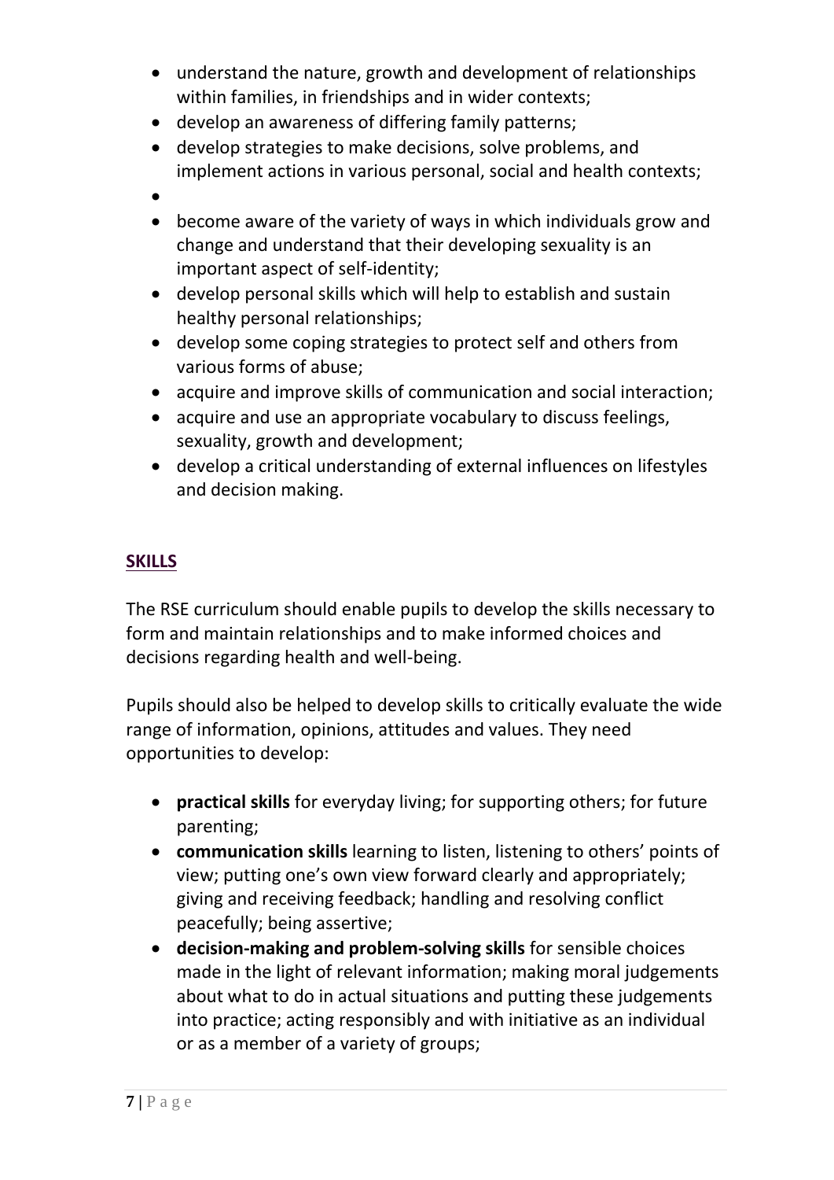- understand the nature, growth and development of relationships within families, in friendships and in wider contexts;
- develop an awareness of differing family patterns;
- develop strategies to make decisions, solve problems, and implement actions in various personal, social and health contexts;
- 
- become aware of the variety of ways in which individuals grow and change and understand that their developing sexuality is an important aspect of self-identity;
- develop personal skills which will help to establish and sustain healthy personal relationships;
- develop some coping strategies to protect self and others from various forms of abuse;
- acquire and improve skills of communication and social interaction;
- acquire and use an appropriate vocabulary to discuss feelings, sexuality, growth and development;
- develop a critical understanding of external influences on lifestyles and decision making.

## SKILLS

The RSE curriculum should enable pupils to develop the skills necessary to form and maintain relationships and to make informed choices and decisions regarding health and well-being.

Pupils should also be helped to develop skills to critically evaluate the wide range of information, opinions, attitudes and values. They need opportunities to develop:

- **practical skills** for everyday living; for supporting others; for future parenting;
- **communication skills** learning to listen, listening to others' points of view; putting one's own view forward clearly and appropriately; giving and receiving feedback; handling and resolving conflict peacefully; being assertive;
- **decision-making and problem-solving skills** for sensible choices made in the light of relevant information; making moral judgements about what to do in actual situations and putting these judgements into practice; acting responsibly and with initiative as an individual or as a member of a variety of groups;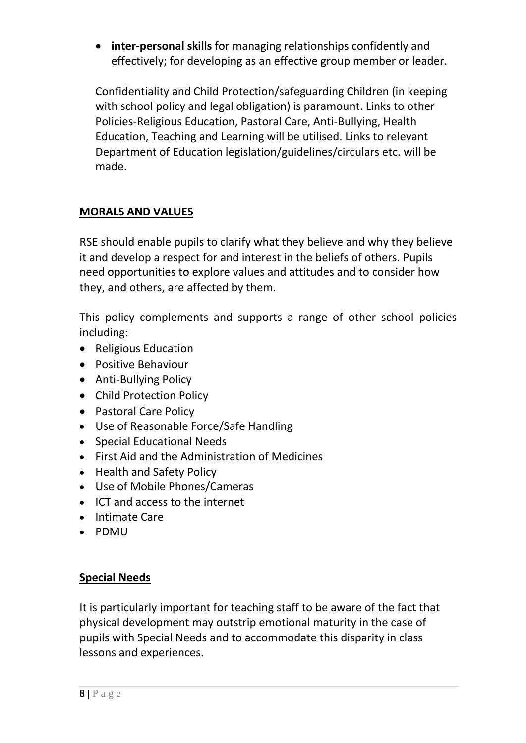- **inter-personal skills** for managing relationships confidently and effectively; for developing as an effective group member or leader.

Confidentiality and Child Protection/safeguarding Children (in keeping with school policy and legal obligation) is paramount. Links to other Policies-Religious Education, Pastoral Care, Anti-Bullying, Health Education, Teaching and Learning will be utilised. Links to relevant Department of Education legislation/guidelines/circulars etc. will be made.

## MORALS AND VALUES

RSE should enable pupils to clarify what they believe and why they believe it and develop a respect for and interest in the beliefs of others. Pupils need opportunities to explore values and attitudes and to consider how they, and others, are affected by them.

This policy complements and supports a range of other school policies including:

- Religious Education
- Positive Behaviour
- Anti-Bullying Policy
- Child Protection Policy
- Pastoral Care Policy
- Use of Reasonable Force/Safe Handling
- Special Educational Needs
- First Aid and the Administration of Medicines
- Health and Safety Policy
- Use of Mobile Phones/Cameras
- ICT and access to the internet
- Intimate Care
- PDMU

## Special Needs

It is particularly important for teaching staff to be aware of the fact that physical development may outstrip emotional maturity in the case of pupils with Special Needs and to accommodate this disparity in class lessons and experiences.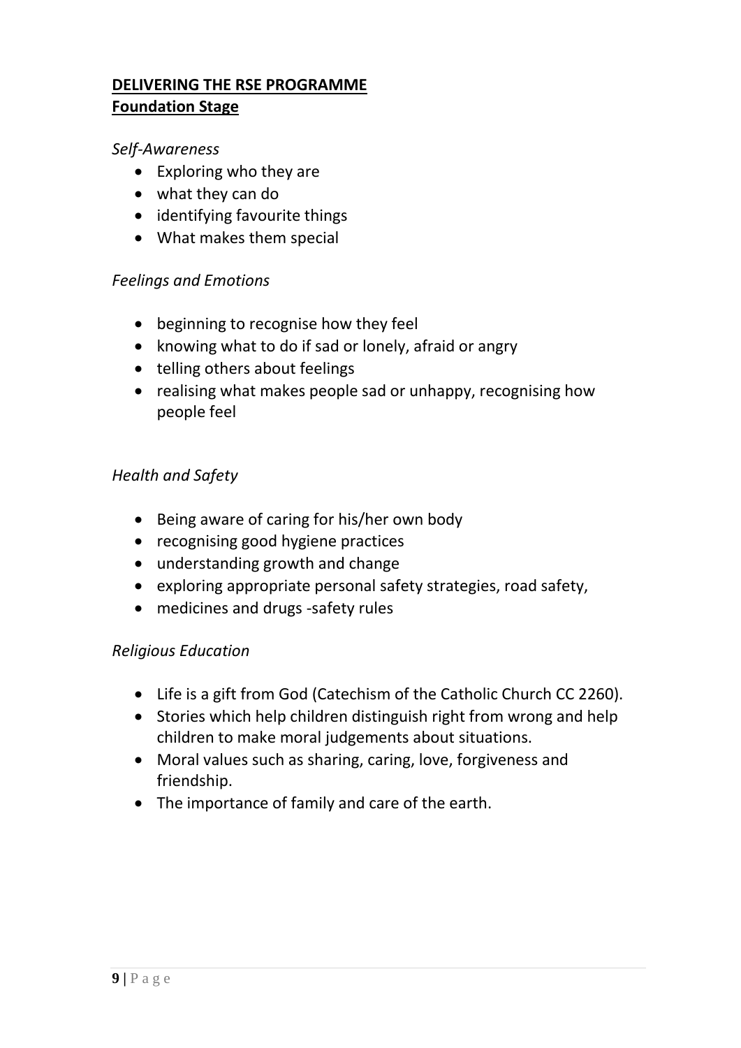## **DELIVERING THE RSE PROGRAMME**

### **Foundation Stage**

*Self-Awareness*

- Exploring who they are
- what they can do
- identifying favourite things
- What makes them special

*Feelings and Emotions*

- beginning to recognise how they feel
- knowing what to do if sad or lonely, afraid or angry
- telling others about feelings
- realising what makes people sad or unhappy, recognising how people feel

*Health and Safety*

- Being aware of caring for his/her own body
- recognising good hygiene practices
- understanding growth and change
- exploring appropriate personal safety strategies, road safety,
- medicines and drugs -safety rules

*Religious Education*

- Life is a gift from God (Catechism of the Catholic Church CC 2260).
- Stories which help children distinguish right from wrong and help children to make moral judgements about situations.
- Moral values such as sharing, caring, love, forgiveness and friendship.
- The importance of family and care of the earth.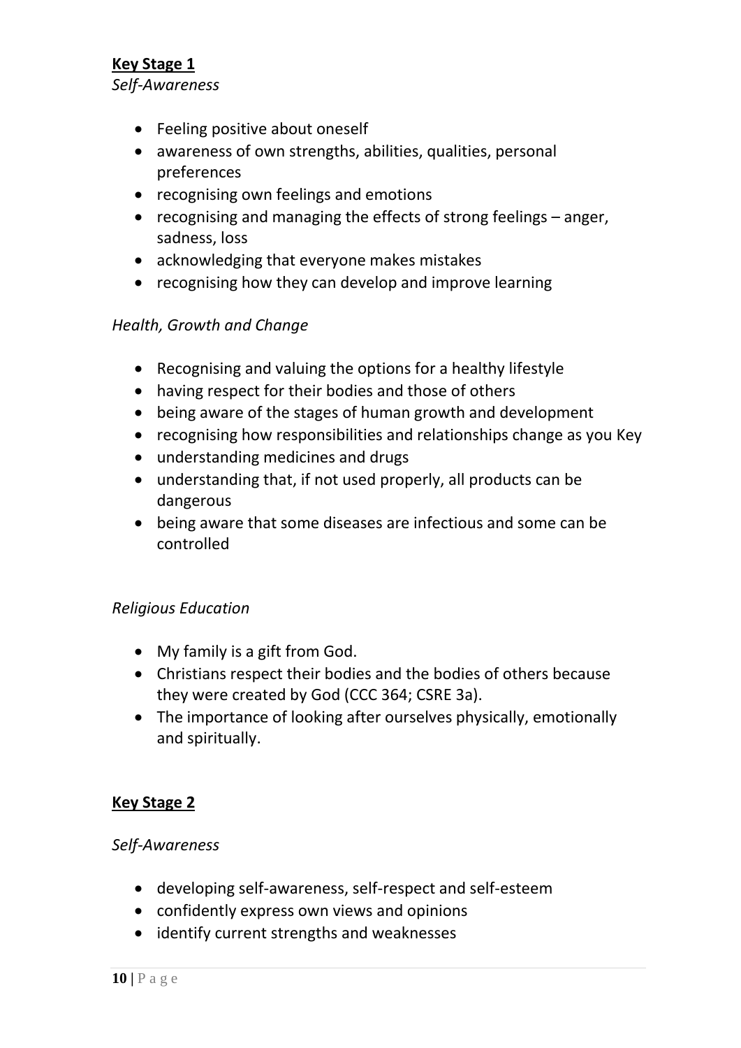**Key Stage 1**

*Self-Awareness*

- Feeling positive about oneself
- awareness of own strengths, abilities, qualities, personal preferences
- recognising own feelings and emotions
- recognising and managing the effects of strong feelings – anger, sadness, loss
- acknowledging that everyone makes mistakes
- recognising how they can develop and improve learning

*Health, Growth and Change*

- Recognising and valuing the options for a healthy lifestyle
- having respect for their bodies and those of others
- being aware of the stages of human growth and development
- recognising how responsibilities and relationships change as you Key
- understanding medicines and drugs
- understanding that, if not used properly, all products can be dangerous
- being aware that some diseases are infectious and some can be controlled

*Religious Education*

- My family is a gift from God.
- Christians respect their bodies and the bodies of others because they were created by God (CCC 364; CSRE 3a).
- The importance of looking after ourselves physically, emotionally and spiritually.

**Key Stage 2**

*Self-Awareness*

- developing self-awareness, self-respect and self-esteem
- confidently express own views and opinions
- identify current strengths and weaknesses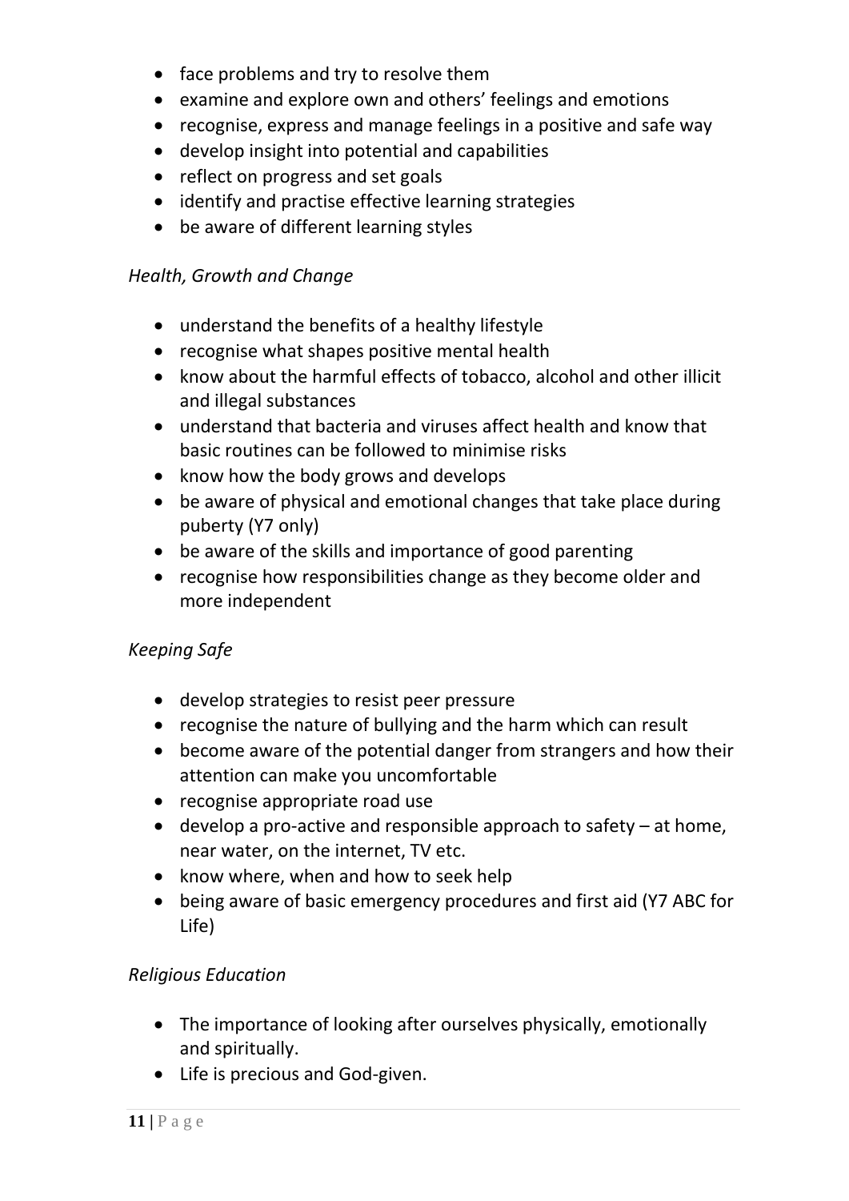- face problems and try to resolve them
- examine and explore own and others' feelings and emotions
- recognise, express and manage feelings in a positive and safe way
- develop insight into potential and capabilities
- reflect on progress and set goals
- identify and practise effective learning strategies
- be aware of different learning styles

*Health, Growth and Change*

- understand the benefits of a healthy lifestyle
- recognise what shapes positive mental health
- know about the harmful effects of tobacco, alcohol and other illicit and illegal substances
- understand that bacteria and viruses affect health and know that basic routines can be followed to minimise risks
- know how the body grows and develops
- be aware of physical and emotional changes that take place during puberty (Y7 only)
- be aware of the skills and importance of good parenting
- recognise how responsibilities change as they become older and more independent

*Keeping Safe*

- develop strategies to resist peer pressure
- recognise the nature of bullying and the harm which can result
- become aware of the potential danger from strangers and how their attention can make you uncomfortable
- recognise appropriate road use
- develop a pro-active and responsible approach to safety – at home, near water, on the internet, TV etc.
- know where, when and how to seek help
- being aware of basic emergency procedures and first aid (Y7 ABC for Life)

*Religious Education*

- The importance of looking after ourselves physically, emotionally and spiritually.
- Life is precious and God-given.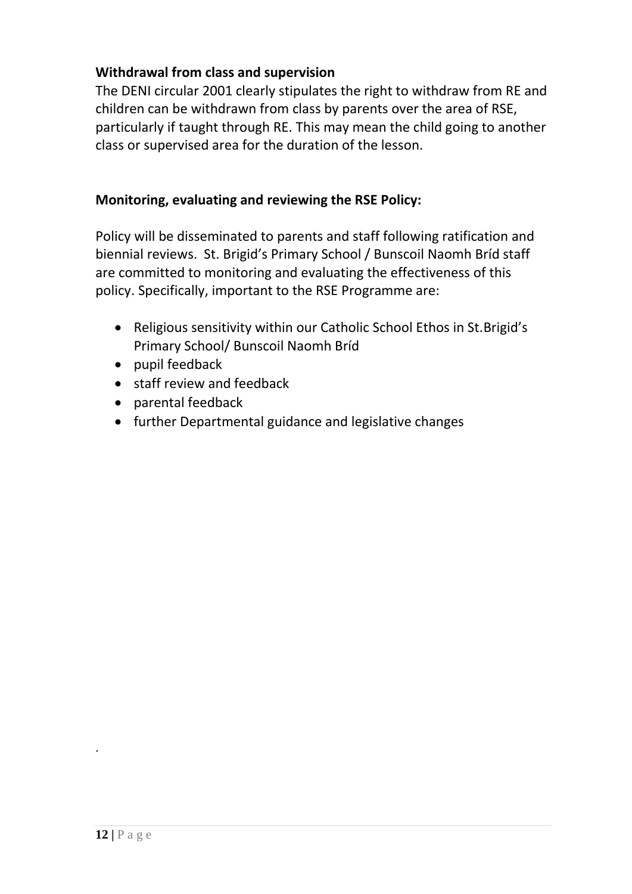**Withdrawal from class and supervision**

The DENI circular 2001 clearly stipulates the right to withdraw from RE and children can be withdrawn from class by parents over the area of RSE, particularly if taught through RE. This may mean the child going to another class or supervised area for the duration of the lesson.

**Monitoring, evaluating and reviewing the RSE Policy:**

Policy will be disseminated to parents and staff following ratification and biennial reviews. St. Brigid's Primary School / Bunscoil Naomh Bríd staff are committed to monitoring and evaluating the effectiveness of this policy. Specifically, important to the RSE Programme are:

- Religious sensitivity within our Catholic School Ethos in St.Brigid's Primary School/ Bunscoil Naomh Bríd
- pupil feedback
- staff review and feedback
- parental feedback
- further Departmental guidance and legislative changes

.